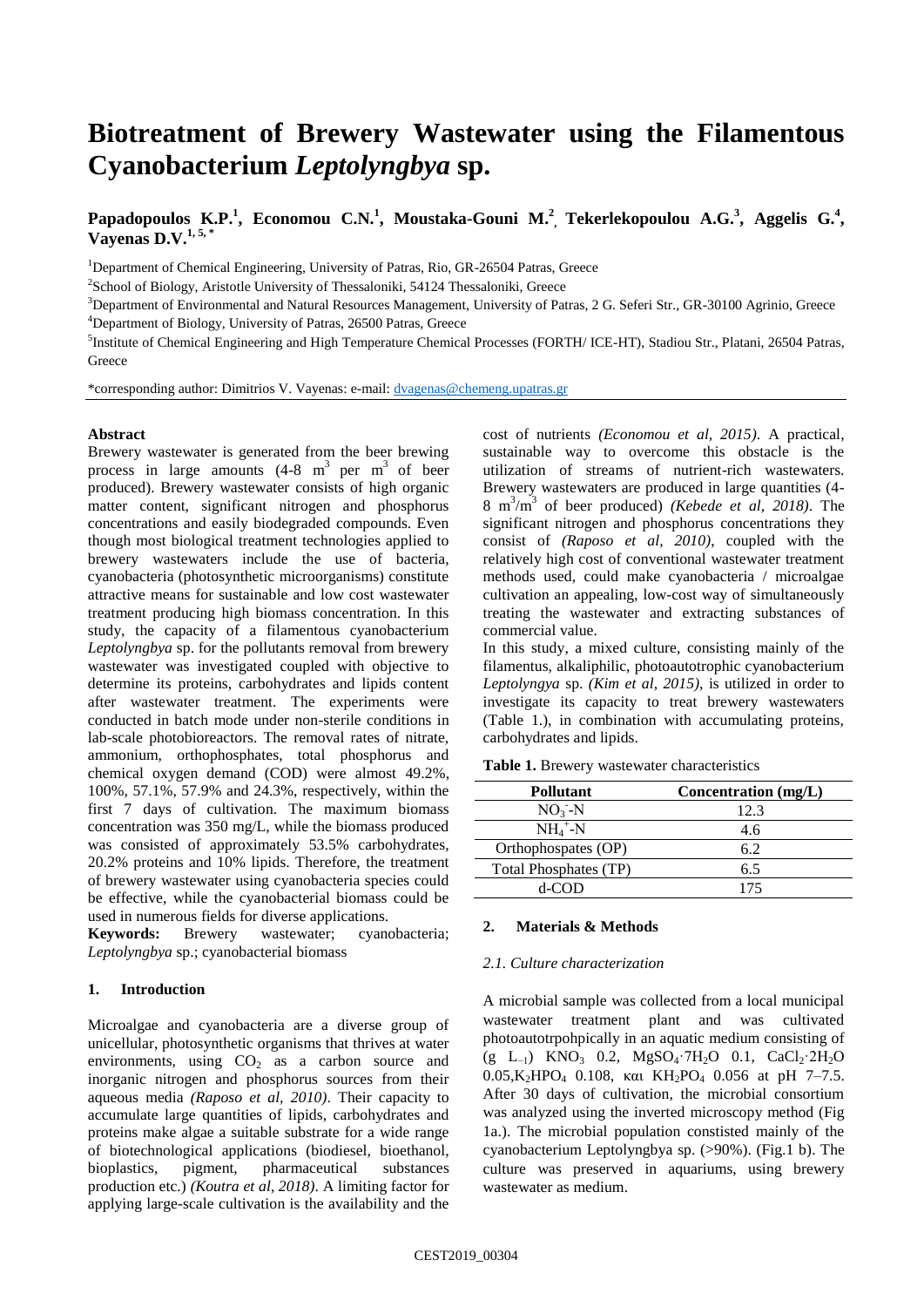# Biotreatment of Brewery Wastewater using the Filamentous Cyanobacterium *Leptolyngbya* sp.

**Papadopoulos K.P.[1], Economou C.N.[1], Moustaka-Gouni M.[2], Tekerlekopoulou A.G.[3], Aggelis G.[4], Vayenas D.V.[1, 5, *]**

[1]Department of Chemical Engineering, University of Patras, Rio, GR-26504 Patras, Greece

[2]School of Biology, Aristotle University of Thessaloniki, 54124 Thessaloniki, Greece

[3]Department of Environmental and Natural Resources Management, University of Patras, 2 G. Seferi Str., GR-30100 Agrinio, Greece

[4]Department of Biology, University of Patras, 26500 Patras, Greece

[5]Institute of Chemical Engineering and High Temperature Chemical Processes (FORTH/ ICE-HT), Stadiou Str., Platani, 26504 Patras, Greece

*corresponding author: Dimitrios V. Vayenas: e-mail: dvagenas@chemeng.upatras.gr

**Abstract**

Brewery wastewater is generated from the beer brewing process in large amounts (4-8 $m^3$ per $m^3$ of beer produced). Brewery wastewater consists of high organic matter content, significant nitrogen and phosphorus concentrations and easily biodegraded compounds. Even though most biological treatment technologies applied to brewery wastewaters include the use of bacteria, cyanobacteria (photosynthetic microorganisms) constitute attractive means for sustainable and low cost wastewater treatment producing high biomass concentration. In this study, the capacity of a filamentous cyanobacterium *Leptolyngbya* sp. for the pollutants removal from brewery wastewater was investigated coupled with objective to determine its proteins, carbohydrates and lipids content after wastewater treatment. The experiments were conducted in batch mode under non-sterile conditions in lab-scale photobioreactors. The removal rates of nitrate, ammonium, orthophosphates, total phosphorus and chemical oxygen demand (COD) were almost 49.2%, 100%, 57.1%, 57.9% and 24.3%, respectively, within the first 7 days of cultivation. The maximum biomass concentration was 350 mg/L, while the biomass produced was consisted of approximately 53.5% carbohydrates, 20.2% proteins and 10% lipids. Therefore, the treatment of brewery wastewater using cyanobacteria species could be effective, while the cyanobacterial biomass could be used in numerous fields for diverse applications.

**Keywords:** Brewery wastewater; cyanobacteria; *Leptolyngbya* sp.; cyanobacterial biomass

## 1. Introduction

Microalgae and cyanobacteria are a diverse group of unicellular, photosynthetic organisms that thrives at water environments, using $CO_2$ as a carbon source and inorganic nitrogen and phosphorus sources from their aqueous media *(Raposo et al, 2010)*. Their capacity to accumulate large quantities of lipids, carbohydrates and proteins make algae a suitable substrate for a wide range of biotechnological applications (biodiesel, bioethanol, bioplastics, pigment, pharmaceutical substances production etc.) *(Koutra et al, 2018)*. A limiting factor for applying large-scale cultivation is the availability and the cost of nutrients *(Economou et al, 2015)*. A practical, sustainable way to overcome this obstacle is the utilization of streams of nutrient-rich wastewaters. Brewery wastewaters are produced in large quantities (4-8 $m^3/m^3$ of beer produced) *(Kebede et al, 2018)*. The significant nitrogen and phosphorus concentrations they consist of *(Raposo et al, 2010)*, coupled with the relatively high cost of conventional wastewater treatment methods used, could make cyanobacteria / microalgae cultivation an appealing, low-cost way of simultaneously treating the wastewater and extracting substances of commercial value.

In this study, a mixed culture, consisting mainly of the filamentus, alkaliphilic, photoautotrophic cyanobacterium *Leptolyngya* sp. *(Kim et al, 2015)*, is utilized in order to investigate its capacity to treat brewery wastewaters (Table 1.), in combination with accumulating proteins, carbohydrates and lipids.

**Table 1.** Brewery wastewater characteristics

| Pollutant | Concentration (mg/L) |
|---|---|
| $NO_3^-$-N | 12.3 |
| $NH_4^+$-N | 4.6 |
| Orthophospates (OP) | 6.2 |
| Total Phosphates (TP) | 6.5 |
| d-COD | 175 |

## 2. Materials & Methods

### *2.1. Culture characterization*

A microbial sample was collected from a local municipal wastewater treatment plant and was cultivated photoautotrpohpically in an aquatic medium consisting of (g $L^{-1}$) $KNO_3$ 0.2, $MgSO_4 \cdot 7H_2O$ 0.1, $CaCl_2 \cdot 2H_2O$ 0.05,$K_2HPO_4$ 0.108, και $KH_2PO_4$ 0.056 at pH 7–7.5. After 30 days of cultivation, the microbial consortium was analyzed using the inverted microscopy method (Fig 1a.). The microbial population constisted mainly of the cyanobacterium Leptolyngbya sp. (>90%). (Fig.1 b). The culture was preserved in aquariums, using brewery wastewater as medium.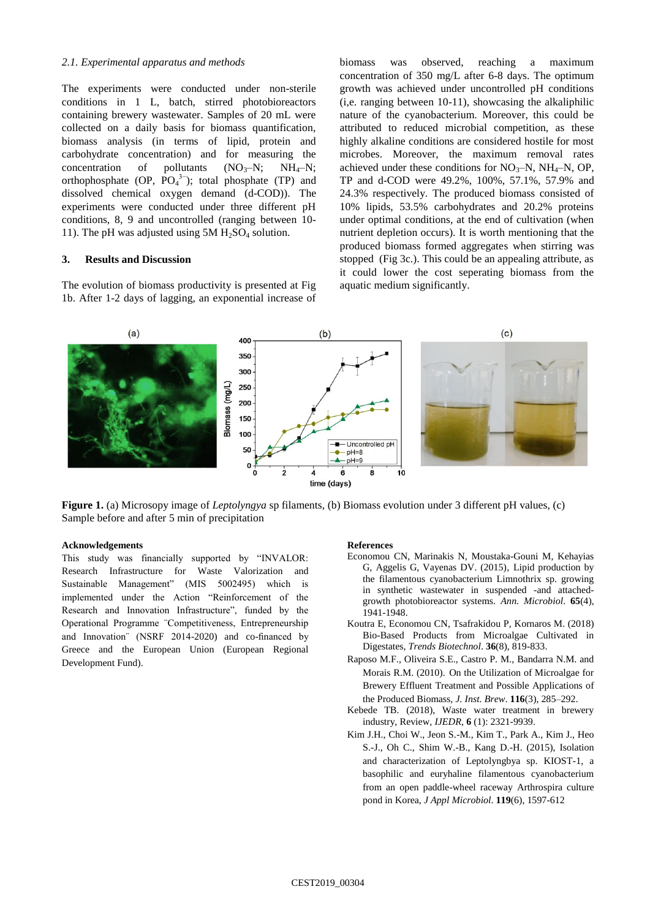*2.1. Experimental apparatus and methods*

The experiments were conducted under non-sterile conditions in 1 L, batch, stirred photobioreactors containing brewery wastewater. Samples of 20 mL were collected on a daily basis for biomass quantification, biomass analysis (in terms of lipid, protein and carbohydrate concentration) and for measuring the concentration of pollutants ($NO_3$–N; $NH_4$–N; orthophosphate (OP, $PO_4^{3-}$); total phosphate (TP) and dissolved chemical oxygen demand (d-COD)). The experiments were conducted under three different pH conditions, 8, 9 and uncontrolled (ranging between 10-11). The pH was adjusted using 5M $H_2SO_4$ solution.

## 3. Results and Discussion

The evolution of biomass productivity is presented at Fig 1b. After 1-2 days of lagging, an exponential increase of biomass was observed, reaching a maximum concentration of 350 mg/L after 6-8 days. The optimum growth was achieved under uncontrolled pH conditions (i,e. ranging between 10-11), showcasing the alkaliphilic nature of the cyanobacterium. Moreover, this could be attributed to reduced microbial competition, as these highly alkaline conditions are considered hostile for most microbes. Moreover, the maximum removal rates achieved under these conditions for $NO_3$–N, $NH_4$–N, OP, TP and d-COD were 49.2%, 100%, 57.1%, 57.9% and 24.3% respectively. The produced biomass consisted of 10% lipids, 53.5% carbohydrates and 20.2% proteins under optimal conditions, at the end of cultivation (when nutrient depletion occurs). It is worth mentioning that the produced biomass formed aggregates when stirring was stopped (Fig 3c.). This could be an appealing attribute, as it could lower the cost seperating biomass from the aquatic medium significantly.

(a)

(b)

Biomass (mg/L)

400
350
300
250
200
150
100
50
0

0 2 4 6 8 10

time (days)

Uncontrolled pH
pH=8
pH=9

(c)

**Figure 1.** (a) Microsopy image of *Leptolyngya* sp filaments, (b) Biomass evolution under 3 different pH values, (c) Sample before and after 5 min of precipitation

**Acknowledgements**

This study was financially supported by "INVALOR: Research Infrastructure for Waste Valorization and Sustainable Management" (MIS 5002495) which is implemented under the Action "Reinforcement of the Research and Innovation Infrastructure", funded by the Operational Programme ¨Competitiveness, Entrepreneurship and Innovation¨ (NSRF 2014-2020) and co-financed by Greece and the European Union (European Regional Development Fund).

**References**

Economou CN, Marinakis N, Moustaka-Gouni M, Kehayias G, Aggelis G, Vayenas DV. (2015), Lipid production by the filamentous cyanobacterium Limnothrix sp. growing in synthetic wastewater in suspended -and attached-growth photobioreactor systems. *Ann. Microbiol*. **65**(4), 1941-1948.

Koutra E, Economou CN, Tsafrakidou P, Kornaros M. (2018) Bio-Based Products from Microalgae Cultivated in Digestates, *Trends Biotechnol*. **36**(8), 819-833.

Raposo M.F., Oliveira S.E., Castro P. M., Bandarra N.M. and Morais R.M. (2010). On the Utilization of Microalgae for Brewery Effluent Treatment and Possible Applications of the Produced Biomass, *J. Inst. Brew*. **116**(3), 285–292.

Kebede TB. (2018), Waste water treatment in brewery industry, Review, *IJEDR*, **6** (1): 2321-9939.

Kim J.H., Choi W., Jeon S.-M., Kim T., Park A., Kim J., Heo S.-J., Oh C., Shim W.-B., Kang D.-H. (2015), Isolation and characterization of Leptolyngbya sp. KIOST-1, a basophilic and euryhaline filamentous cyanobacterium from an open paddle-wheel raceway Arthrospira culture pond in Korea, *J Appl Microbiol*. **119**(6), 1597-612